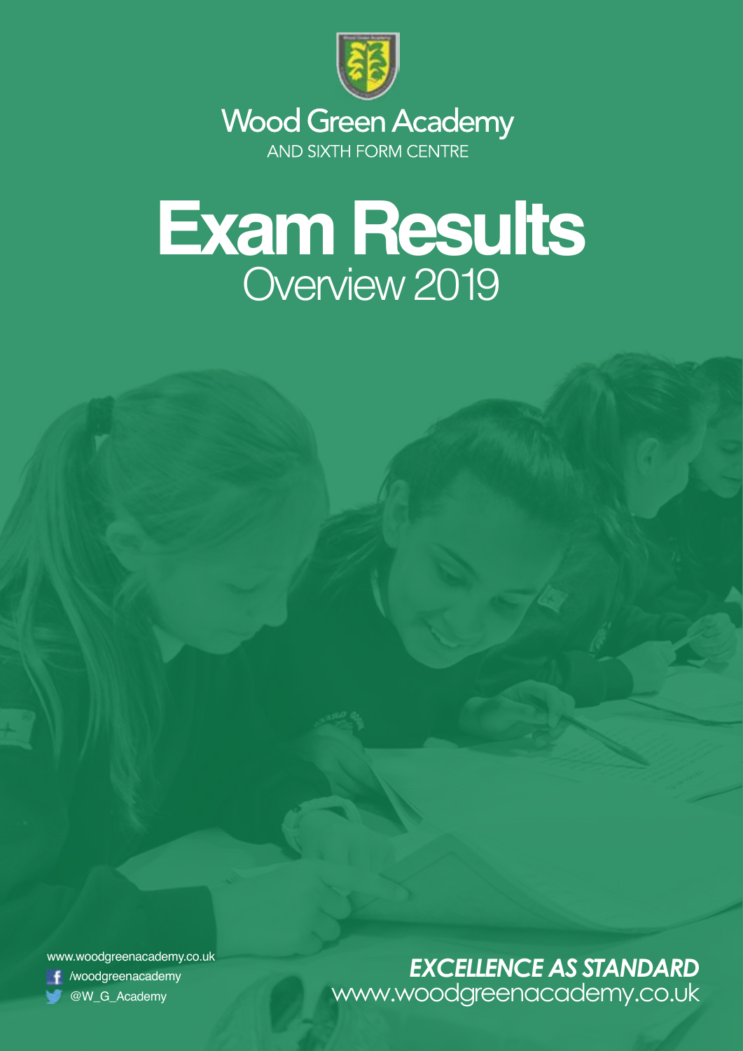Wood Green Academy

AND SIXTH FORM CENTRE

# Exam Results

## Overview 2019

www.woodgreenacademy.co.uk

/woodgreenacademy

@W_G_Academy

***EXCELLENCE AS STANDARD***

www.woodgreenacademy.co.uk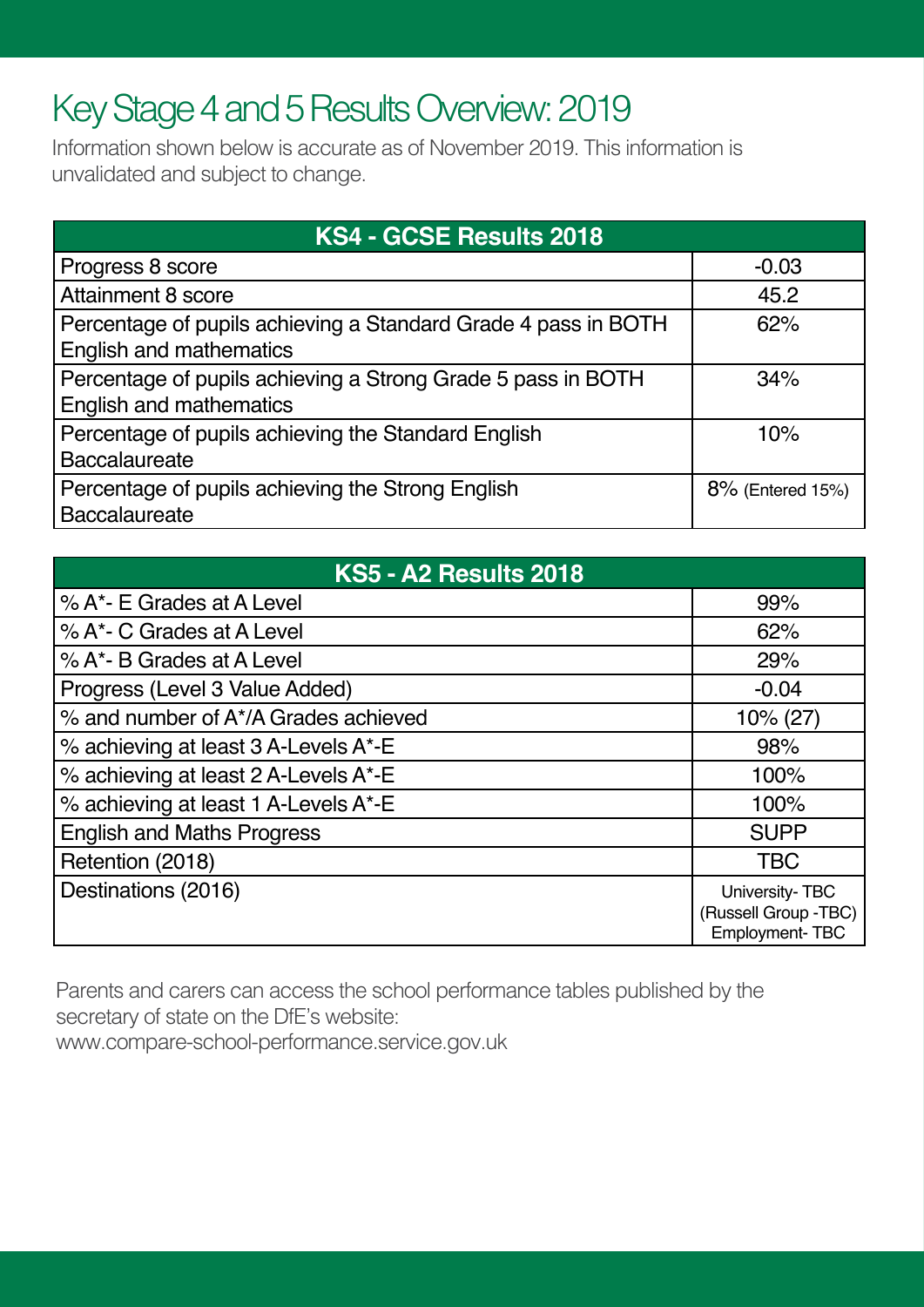# Key Stage 4 and 5 Results Overview: 2019

Information shown below is accurate as of November 2019. This information is unvalidated and subject to change.

| KS4 - GCSE Results 2018 | |
|---|---|
| Progress 8 score | -0.03 |
| Attainment 8 score | 45.2 |
| Percentage of pupils achieving a Standard Grade 4 pass in BOTH English and mathematics | 62% |
| Percentage of pupils achieving a Strong Grade 5 pass in BOTH English and mathematics | 34% |
| Percentage of pupils achieving the Standard English Baccalaureate | 10% |
| Percentage of pupils achieving the Strong English Baccalaureate | 8% (Entered 15%) |

| KS5 - A2 Results 2018 | |
|---|---|
| % A*- E Grades at A Level | 99% |
| % A*- C Grades at A Level | 62% |
| % A*- B Grades at A Level | 29% |
| Progress (Level 3 Value Added) | -0.04 |
| % and number of A*/A Grades achieved | 10% (27) |
| % achieving at least 3 A-Levels A*-E | 98% |
| % achieving at least 2 A-Levels A*-E | 100% |
| % achieving at least 1 A-Levels A*-E | 100% |
| English and Maths Progress | SUPP |
| Retention (2018) | TBC |
| Destinations (2016) | University- TBC (Russell Group -TBC) Employment- TBC |

Parents and carers can access the school performance tables published by the secretary of state on the DfE's website: www.compare-school-performance.service.gov.uk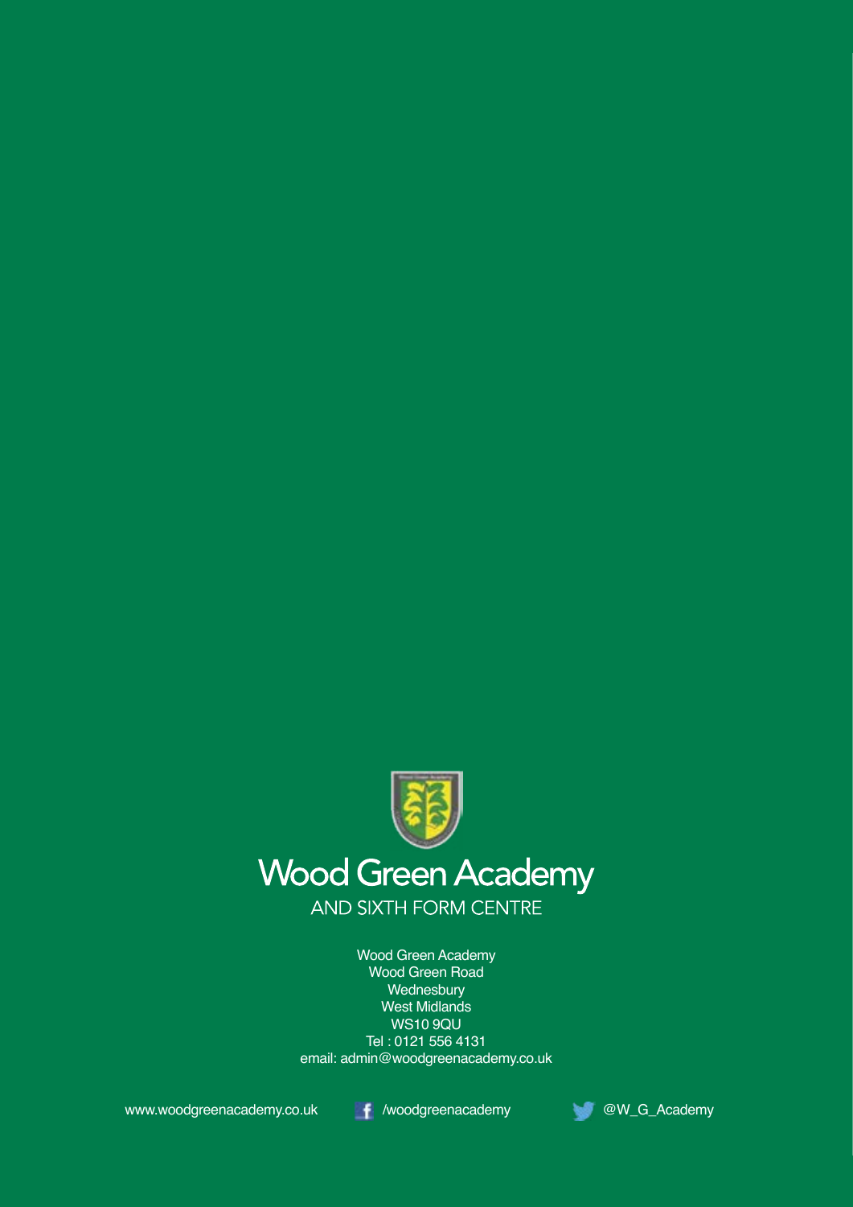# Wood Green Academy

AND SIXTH FORM CENTRE

Wood Green Academy
Wood Green Road
Wednesbury
West Midlands
WS10 9QU
Tel : 0121 556 4131
email: admin@woodgreenacademy.co.uk

www.woodgreenacademy.co.uk /woodgreenacademy @W_G_Academy